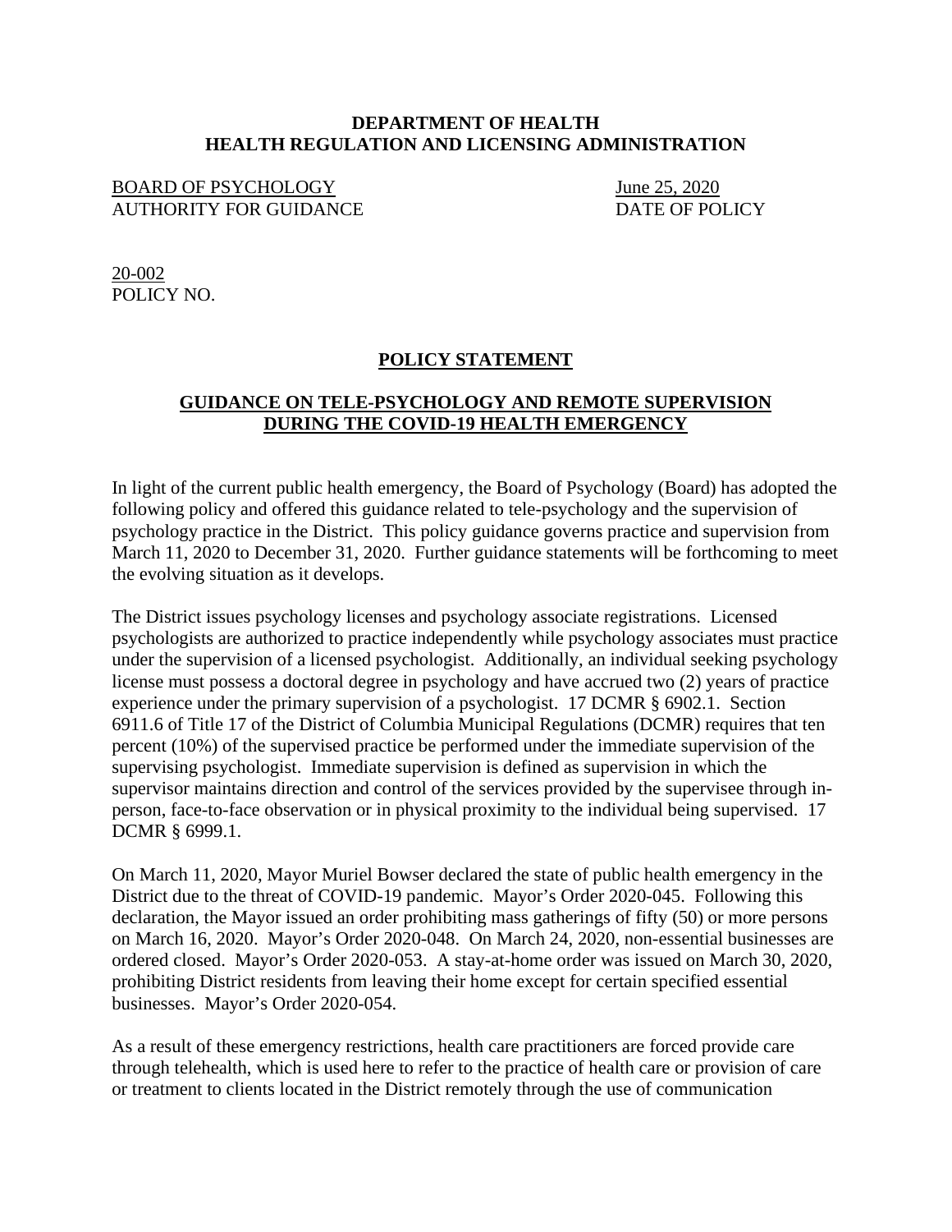**DEPARTMENT OF HEALTH**
**HEALTH REGULATION AND LICENSING ADMINISTRATION**

BOARD OF PSYCHOLOGY
AUTHORITY FOR GUIDANCE

June 25, 2020
DATE OF POLICY

20-002
POLICY NO.

# POLICY STATEMENT

## GUIDANCE ON TELE-PSYCHOLOGY AND REMOTE SUPERVISION DURING THE COVID-19 HEALTH EMERGENCY

In light of the current public health emergency, the Board of Psychology (Board) has adopted the following policy and offered this guidance related to tele-psychology and the supervision of psychology practice in the District. This policy guidance governs practice and supervision from March 11, 2020 to December 31, 2020. Further guidance statements will be forthcoming to meet the evolving situation as it develops.

The District issues psychology licenses and psychology associate registrations. Licensed psychologists are authorized to practice independently while psychology associates must practice under the supervision of a licensed psychologist. Additionally, an individual seeking psychology license must possess a doctoral degree in psychology and have accrued two (2) years of practice experience under the primary supervision of a psychologist. 17 DCMR § 6902.1. Section 6911.6 of Title 17 of the District of Columbia Municipal Regulations (DCMR) requires that ten percent (10%) of the supervised practice be performed under the immediate supervision of the supervising psychologist. Immediate supervision is defined as supervision in which the supervisor maintains direction and control of the services provided by the supervisee through in-person, face-to-face observation or in physical proximity to the individual being supervised. 17 DCMR § 6999.1.

On March 11, 2020, Mayor Muriel Bowser declared the state of public health emergency in the District due to the threat of COVID-19 pandemic. Mayor's Order 2020-045. Following this declaration, the Mayor issued an order prohibiting mass gatherings of fifty (50) or more persons on March 16, 2020. Mayor's Order 2020-048. On March 24, 2020, non-essential businesses are ordered closed. Mayor's Order 2020-053. A stay-at-home order was issued on March 30, 2020, prohibiting District residents from leaving their home except for certain specified essential businesses. Mayor's Order 2020-054.

As a result of these emergency restrictions, health care practitioners are forced provide care through telehealth, which is used here to refer to the practice of health care or provision of care or treatment to clients located in the District remotely through the use of communication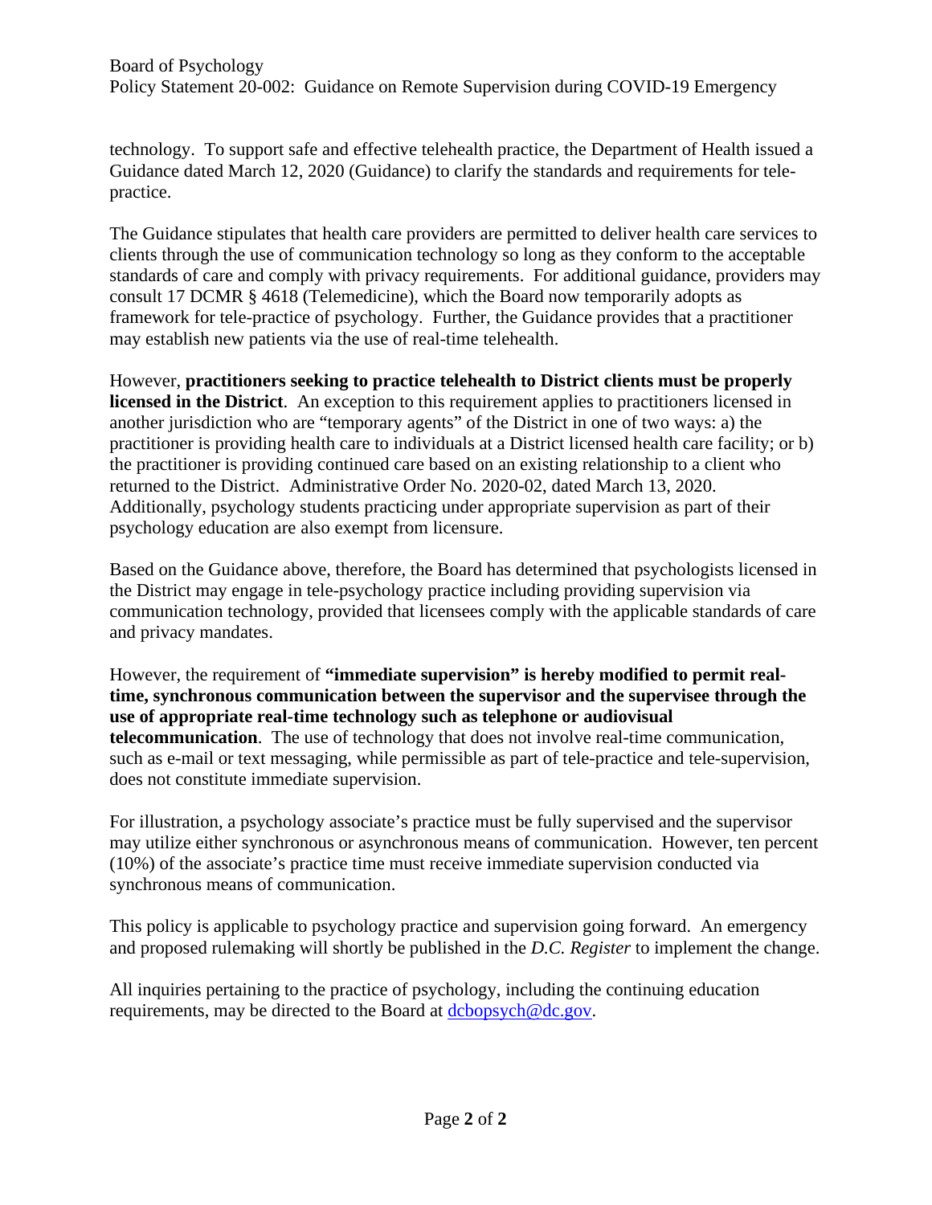technology. To support safe and effective telehealth practice, the Department of Health issued a Guidance dated March 12, 2020 (Guidance) to clarify the standards and requirements for tele-practice.

The Guidance stipulates that health care providers are permitted to deliver health care services to clients through the use of communication technology so long as they conform to the acceptable standards of care and comply with privacy requirements. For additional guidance, providers may consult 17 DCMR § 4618 (Telemedicine), which the Board now temporarily adopts as framework for tele-practice of psychology. Further, the Guidance provides that a practitioner may establish new patients via the use of real-time telehealth.

However, **practitioners seeking to practice telehealth to District clients must be properly licensed in the District**. An exception to this requirement applies to practitioners licensed in another jurisdiction who are "temporary agents" of the District in one of two ways: a) the practitioner is providing health care to individuals at a District licensed health care facility; or b) the practitioner is providing continued care based on an existing relationship to a client who returned to the District. Administrative Order No. 2020-02, dated March 13, 2020. Additionally, psychology students practicing under appropriate supervision as part of their psychology education are also exempt from licensure.

Based on the Guidance above, therefore, the Board has determined that psychologists licensed in the District may engage in tele-psychology practice including providing supervision via communication technology, provided that licensees comply with the applicable standards of care and privacy mandates.

However, the requirement of **"immediate supervision" is hereby modified to permit real-time, synchronous communication between the supervisor and the supervisee through the use of appropriate real-time technology such as telephone or audiovisual telecommunication**. The use of technology that does not involve real-time communication, such as e-mail or text messaging, while permissible as part of tele-practice and tele-supervision, does not constitute immediate supervision.

For illustration, a psychology associate's practice must be fully supervised and the supervisor may utilize either synchronous or asynchronous means of communication. However, ten percent (10%) of the associate's practice time must receive immediate supervision conducted via synchronous means of communication.

This policy is applicable to psychology practice and supervision going forward. An emergency and proposed rulemaking will shortly be published in the *D.C. Register* to implement the change.

All inquiries pertaining to the practice of psychology, including the continuing education requirements, may be directed to the Board at dcbopsych@dc.gov.